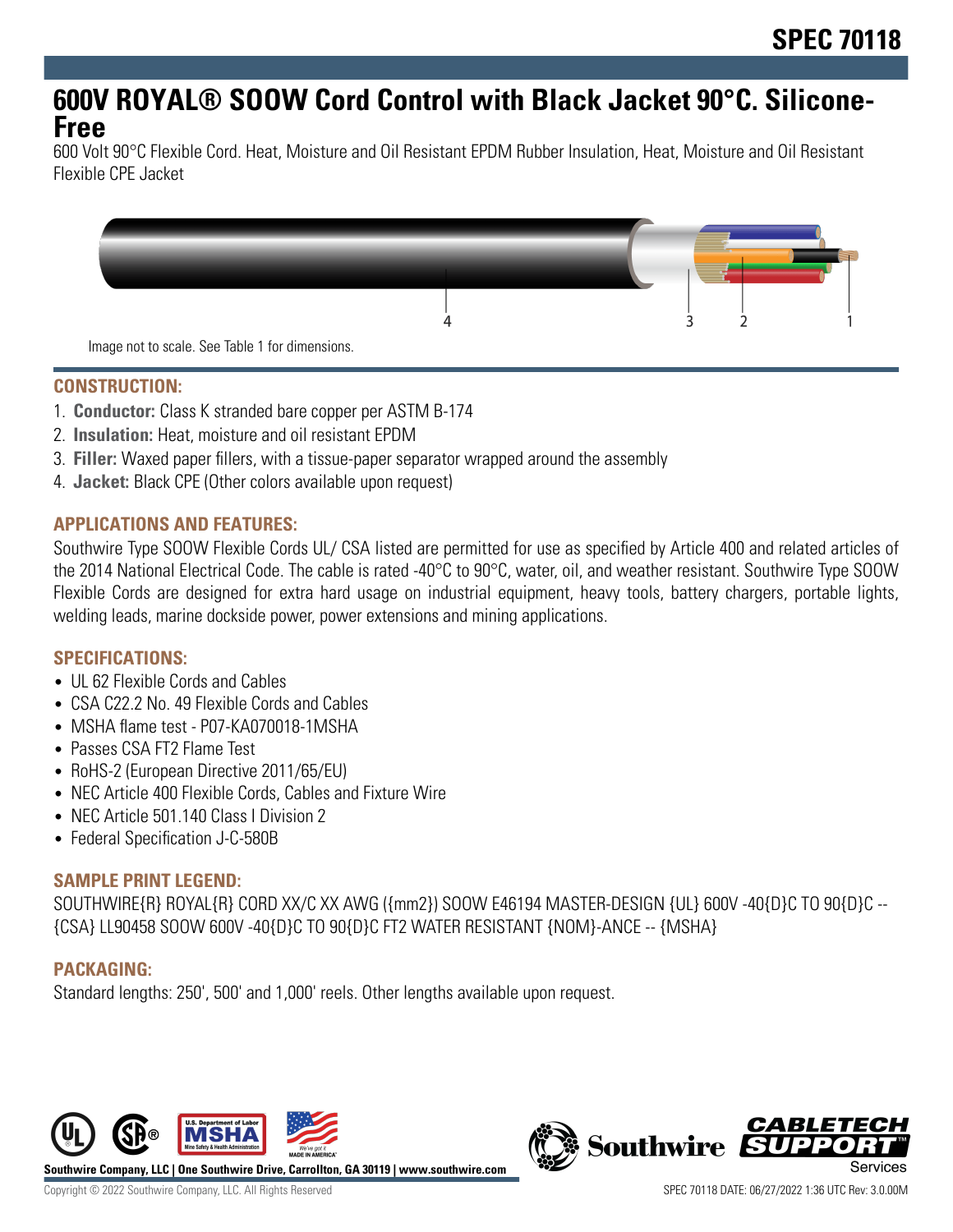# SPEC 70118

# 600V ROYAL® SOOW Cord Control with Black Jacket 90°C. Silicone-Free

600 Volt 90°C Flexible Cord. Heat, Moisture and Oil Resistant EPDM Rubber Insulation, Heat, Moisture and Oil Resistant Flexible CPE Jacket

Image not to scale. See Table 1 for dimensions.

## CONSTRUCTION:

1. **Conductor:** Class K stranded bare copper per ASTM B-174
2. **Insulation:** Heat, moisture and oil resistant EPDM
3. **Filler:** Waxed paper fillers, with a tissue-paper separator wrapped around the assembly
4. **Jacket:** Black CPE (Other colors available upon request)

## APPLICATIONS AND FEATURES:

Southwire Type SOOW Flexible Cords UL/ CSA listed are permitted for use as specified by Article 400 and related articles of the 2014 National Electrical Code. The cable is rated -40°C to 90°C, water, oil, and weather resistant. Southwire Type SOOW Flexible Cords are designed for extra hard usage on industrial equipment, heavy tools, battery chargers, portable lights, welding leads, marine dockside power, power extensions and mining applications.

## SPECIFICATIONS:

- UL 62 Flexible Cords and Cables
- CSA C22.2 No. 49 Flexible Cords and Cables
- MSHA flame test - P07-KA070018-1MSHA
- Passes CSA FT2 Flame Test
- RoHS-2 (European Directive 2011/65/EU)
- NEC Article 400 Flexible Cords, Cables and Fixture Wire
- NEC Article 501.140 Class I Division 2
- Federal Specification J-C-580B

## SAMPLE PRINT LEGEND:

SOUTHWIRE{R} ROYAL{R} CORD XX/C XX AWG ({mm2}) SOOW E46194 MASTER-DESIGN {UL} 600V -40{D}C TO 90{D}C -- {CSA} LL90458 SOOW 600V -40{D}C TO 90{D}C FT2 WATER RESISTANT {NOM}-ANCE -- {MSHA}

## PACKAGING:

Standard lengths: 250', 500' and 1,000' reels. Other lengths available upon request.

Southwire Company, LLC | One Southwire Drive, Carrollton, GA 30119 | www.southwire.com

Copyright © 2022 Southwire Company, LLC. All Rights Reserved

SPEC 70118 DATE: 06/27/2022 1:36 UTC Rev: 3.0.00M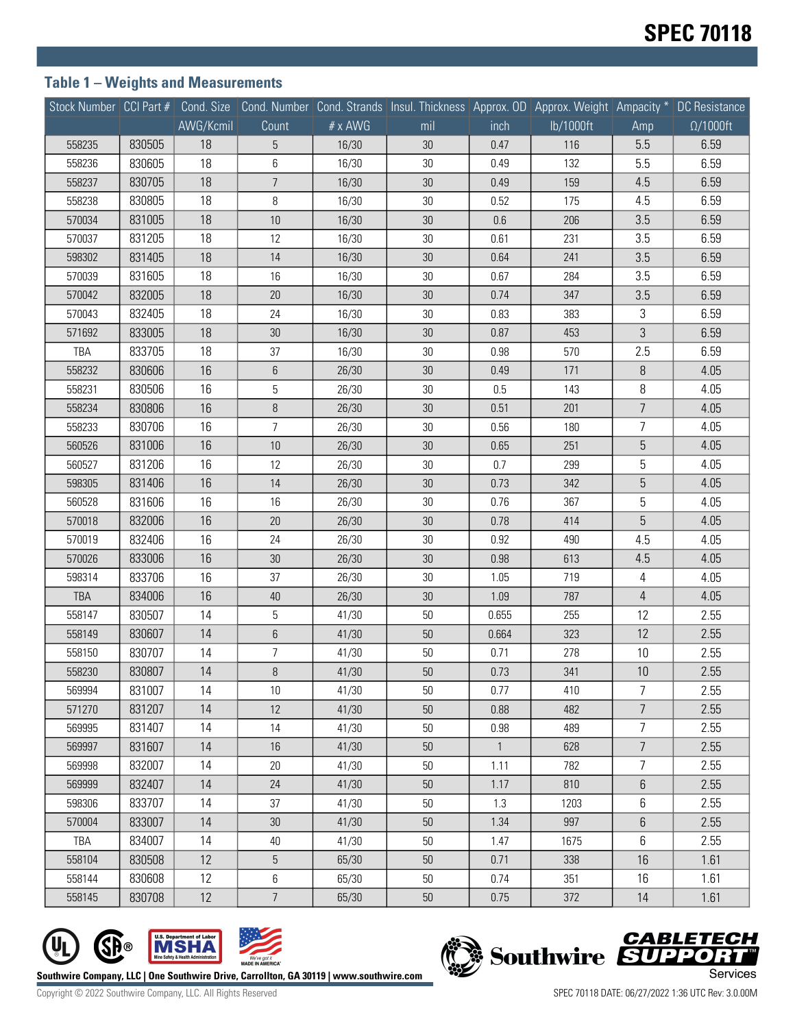## Table 1 – Weights and Measurements

| Stock Number | CCI Part # | Cond. Size | Cond. Number | Cond. Strands | Insul. Thickness | Approx. OD | Approx. Weight | Ampacity * | DC Resistance |
|---|---|---|---|---|---|---|---|---|---|
| | | AWG/Kcmil | Count | # x AWG | mil | inch | lb/1000ft | Amp | Ω/1000ft |
| 558235 | 830505 | 18 | 5 | 16/30 | 30 | 0.47 | 116 | 5.5 | 6.59 |
| 558236 | 830605 | 18 | 6 | 16/30 | 30 | 0.49 | 132 | 5.5 | 6.59 |
| 558237 | 830705 | 18 | 7 | 16/30 | 30 | 0.49 | 159 | 4.5 | 6.59 |
| 558238 | 830805 | 18 | 8 | 16/30 | 30 | 0.52 | 175 | 4.5 | 6.59 |
| 570034 | 831005 | 18 | 10 | 16/30 | 30 | 0.6 | 206 | 3.5 | 6.59 |
| 570037 | 831205 | 18 | 12 | 16/30 | 30 | 0.61 | 231 | 3.5 | 6.59 |
| 598302 | 831405 | 18 | 14 | 16/30 | 30 | 0.64 | 241 | 3.5 | 6.59 |
| 570039 | 831605 | 18 | 16 | 16/30 | 30 | 0.67 | 284 | 3.5 | 6.59 |
| 570042 | 832005 | 18 | 20 | 16/30 | 30 | 0.74 | 347 | 3.5 | 6.59 |
| 570043 | 832405 | 18 | 24 | 16/30 | 30 | 0.83 | 383 | 3 | 6.59 |
| 571692 | 833005 | 18 | 30 | 16/30 | 30 | 0.87 | 453 | 3 | 6.59 |
| TBA | 833705 | 18 | 37 | 16/30 | 30 | 0.98 | 570 | 2.5 | 6.59 |
| 558232 | 830606 | 16 | 6 | 26/30 | 30 | 0.49 | 171 | 8 | 4.05 |
| 558231 | 830506 | 16 | 5 | 26/30 | 30 | 0.5 | 143 | 8 | 4.05 |
| 558234 | 830806 | 16 | 8 | 26/30 | 30 | 0.51 | 201 | 7 | 4.05 |
| 558233 | 830706 | 16 | 7 | 26/30 | 30 | 0.56 | 180 | 7 | 4.05 |
| 560526 | 831006 | 16 | 10 | 26/30 | 30 | 0.65 | 251 | 5 | 4.05 |
| 560527 | 831206 | 16 | 12 | 26/30 | 30 | 0.7 | 299 | 5 | 4.05 |
| 598305 | 831406 | 16 | 14 | 26/30 | 30 | 0.73 | 342 | 5 | 4.05 |
| 560528 | 831606 | 16 | 16 | 26/30 | 30 | 0.76 | 367 | 5 | 4.05 |
| 570018 | 832006 | 16 | 20 | 26/30 | 30 | 0.78 | 414 | 5 | 4.05 |
| 570019 | 832406 | 16 | 24 | 26/30 | 30 | 0.92 | 490 | 4.5 | 4.05 |
| 570026 | 833006 | 16 | 30 | 26/30 | 30 | 0.98 | 613 | 4.5 | 4.05 |
| 598314 | 833706 | 16 | 37 | 26/30 | 30 | 1.05 | 719 | 4 | 4.05 |
| TBA | 834006 | 16 | 40 | 26/30 | 30 | 1.09 | 787 | 4 | 4.05 |
| 558147 | 830507 | 14 | 5 | 41/30 | 50 | 0.655 | 255 | 12 | 2.55 |
| 558149 | 830607 | 14 | 6 | 41/30 | 50 | 0.664 | 323 | 12 | 2.55 |
| 558150 | 830707 | 14 | 7 | 41/30 | 50 | 0.71 | 278 | 10 | 2.55 |
| 558230 | 830807 | 14 | 8 | 41/30 | 50 | 0.73 | 341 | 10 | 2.55 |
| 569994 | 831007 | 14 | 10 | 41/30 | 50 | 0.77 | 410 | 7 | 2.55 |
| 571270 | 831207 | 14 | 12 | 41/30 | 50 | 0.88 | 482 | 7 | 2.55 |
| 569995 | 831407 | 14 | 14 | 41/30 | 50 | 0.98 | 489 | 7 | 2.55 |
| 569997 | 831607 | 14 | 16 | 41/30 | 50 | 1 | 628 | 7 | 2.55 |
| 569998 | 832007 | 14 | 20 | 41/30 | 50 | 1.11 | 782 | 7 | 2.55 |
| 569999 | 832407 | 14 | 24 | 41/30 | 50 | 1.17 | 810 | 6 | 2.55 |
| 598306 | 833707 | 14 | 37 | 41/30 | 50 | 1.3 | 1203 | 6 | 2.55 |
| 570004 | 833007 | 14 | 30 | 41/30 | 50 | 1.34 | 997 | 6 | 2.55 |
| TBA | 834007 | 14 | 40 | 41/30 | 50 | 1.47 | 1675 | 6 | 2.55 |
| 558104 | 830508 | 12 | 5 | 65/30 | 50 | 0.71 | 338 | 16 | 1.61 |
| 558144 | 830608 | 12 | 6 | 65/30 | 50 | 0.74 | 351 | 16 | 1.61 |
| 558145 | 830708 | 12 | 7 | 65/30 | 50 | 0.75 | 372 | 14 | 1.61 |

Southwire Company, LLC | One Southwire Drive, Carrollton, GA 30119 | www.southwire.com

Copyright © 2022 Southwire Company, LLC. All Rights Reserved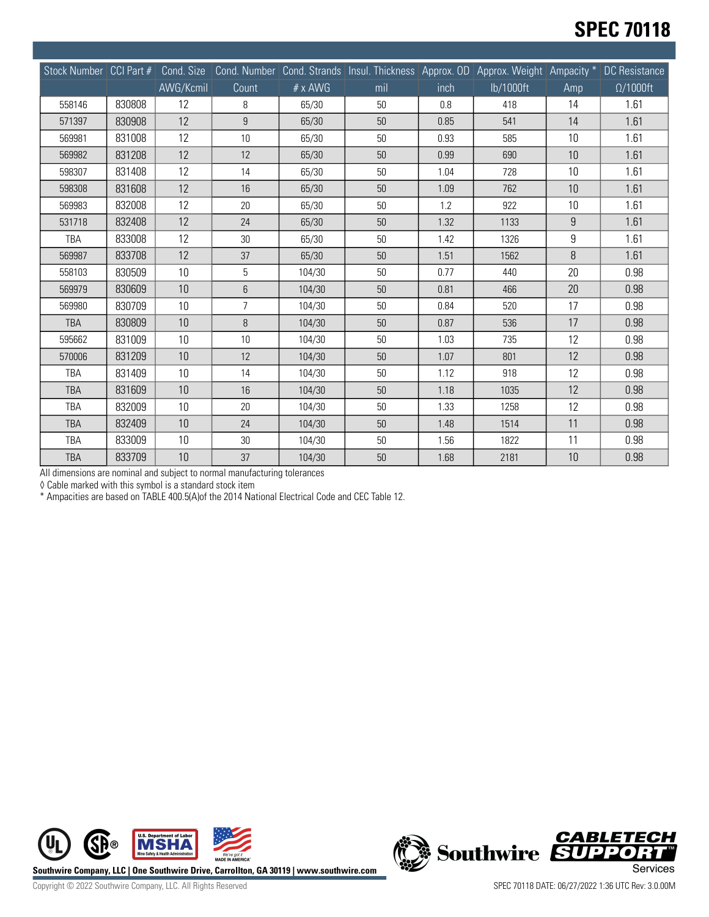| Stock Number | CCI Part # | Cond. Size | Cond. Number | Cond. Strands | Insul. Thickness | Approx. OD | Approx. Weight | Ampacity * | DC Resistance |
|---|---|---|---|---|---|---|---|---|---|
| | | AWG/Kcmil | Count | # x AWG | mil | inch | lb/1000ft | Amp | Ω/1000ft |
| 558146 | 830808 | 12 | 8 | 65/30 | 50 | 0.8 | 418 | 14 | 1.61 |
| 571397 | 830908 | 12 | 9 | 65/30 | 50 | 0.85 | 541 | 14 | 1.61 |
| 569981 | 831008 | 12 | 10 | 65/30 | 50 | 0.93 | 585 | 10 | 1.61 |
| 569982 | 831208 | 12 | 12 | 65/30 | 50 | 0.99 | 690 | 10 | 1.61 |
| 598307 | 831408 | 12 | 14 | 65/30 | 50 | 1.04 | 728 | 10 | 1.61 |
| 598308 | 831608 | 12 | 16 | 65/30 | 50 | 1.09 | 762 | 10 | 1.61 |
| 569983 | 832008 | 12 | 20 | 65/30 | 50 | 1.2 | 922 | 10 | 1.61 |
| 531718 | 832408 | 12 | 24 | 65/30 | 50 | 1.32 | 1133 | 9 | 1.61 |
| TBA | 833008 | 12 | 30 | 65/30 | 50 | 1.42 | 1326 | 9 | 1.61 |
| 569987 | 833708 | 12 | 37 | 65/30 | 50 | 1.51 | 1562 | 8 | 1.61 |
| 558103 | 830509 | 10 | 5 | 104/30 | 50 | 0.77 | 440 | 20 | 0.98 |
| 569979 | 830609 | 10 | 6 | 104/30 | 50 | 0.81 | 466 | 20 | 0.98 |
| 569980 | 830709 | 10 | 7 | 104/30 | 50 | 0.84 | 520 | 17 | 0.98 |
| TBA | 830809 | 10 | 8 | 104/30 | 50 | 0.87 | 536 | 17 | 0.98 |
| 595662 | 831009 | 10 | 10 | 104/30 | 50 | 1.03 | 735 | 12 | 0.98 |
| 570006 | 831209 | 10 | 12 | 104/30 | 50 | 1.07 | 801 | 12 | 0.98 |
| TBA | 831409 | 10 | 14 | 104/30 | 50 | 1.12 | 918 | 12 | 0.98 |
| TBA | 831609 | 10 | 16 | 104/30 | 50 | 1.18 | 1035 | 12 | 0.98 |
| TBA | 832009 | 10 | 20 | 104/30 | 50 | 1.33 | 1258 | 12 | 0.98 |
| TBA | 832409 | 10 | 24 | 104/30 | 50 | 1.48 | 1514 | 11 | 0.98 |
| TBA | 833009 | 10 | 30 | 104/30 | 50 | 1.56 | 1822 | 11 | 0.98 |
| TBA | 833709 | 10 | 37 | 104/30 | 50 | 1.68 | 2181 | 10 | 0.98 |

All dimensions are nominal and subject to normal manufacturing tolerances

◊ Cable marked with this symbol is a standard stock item

* Ampacities are based on TABLE 400.5(A)of the 2014 National Electrical Code and CEC Table 12.

Southwire Company, LLC | One Southwire Drive, Carrollton, GA 30119 | www.southwire.com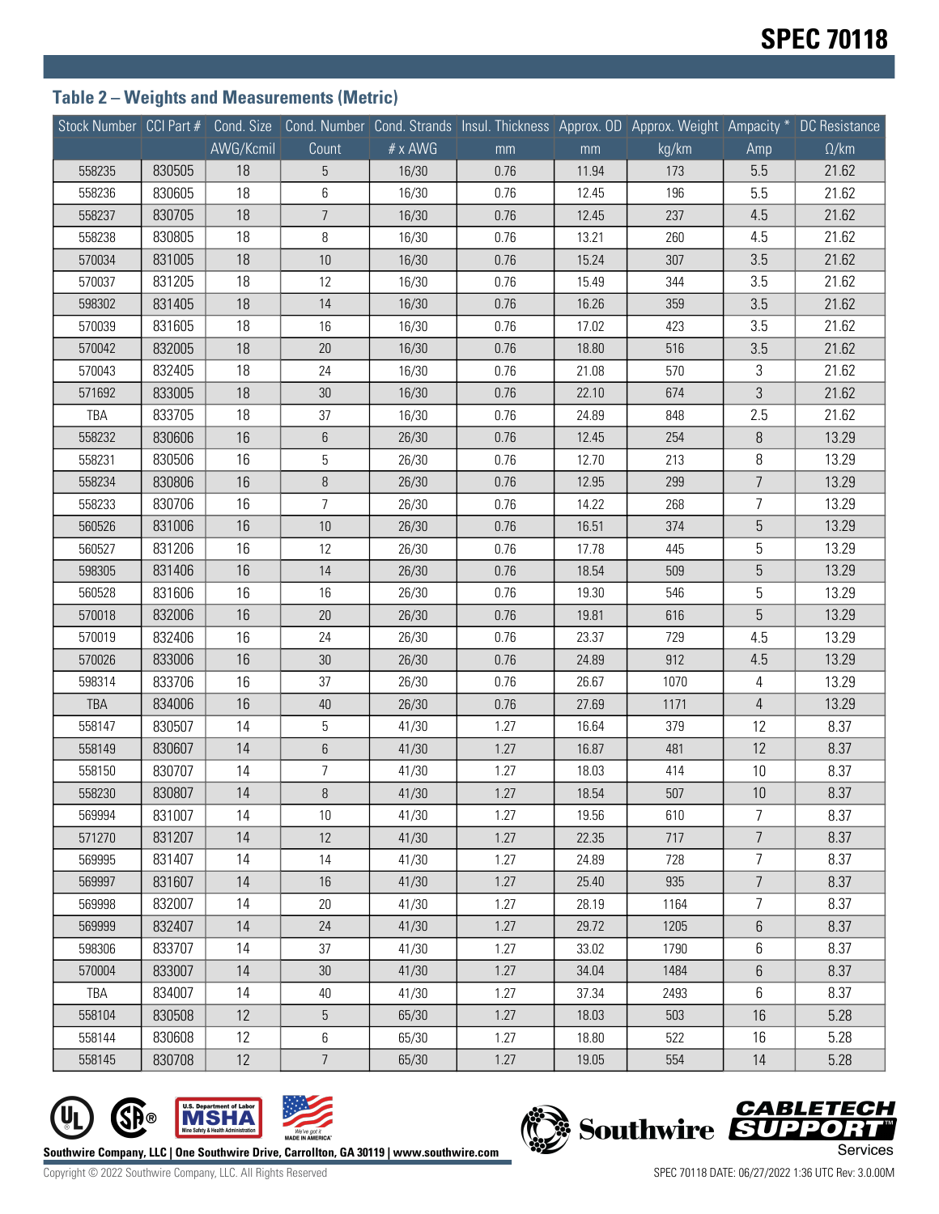## Table 2 – Weights and Measurements (Metric)

| Stock Number | CCI Part # | Cond. Size | Cond. Number | Cond. Strands | Insul. Thickness | Approx. OD | Approx. Weight | Ampacity * | DC Resistance |
|---|---|---|---|---|---|---|---|---|---|
| | | AWG/Kcmil | Count | # x AWG | mm | mm | kg/km | Amp | Ω/km |
| 558235 | 830505 | 18 | 5 | 16/30 | 0.76 | 11.94 | 173 | 5.5 | 21.62 |
| 558236 | 830605 | 18 | 6 | 16/30 | 0.76 | 12.45 | 196 | 5.5 | 21.62 |
| 558237 | 830705 | 18 | 7 | 16/30 | 0.76 | 12.45 | 237 | 4.5 | 21.62 |
| 558238 | 830805 | 18 | 8 | 16/30 | 0.76 | 13.21 | 260 | 4.5 | 21.62 |
| 570034 | 831005 | 18 | 10 | 16/30 | 0.76 | 15.24 | 307 | 3.5 | 21.62 |
| 570037 | 831205 | 18 | 12 | 16/30 | 0.76 | 15.49 | 344 | 3.5 | 21.62 |
| 598302 | 831405 | 18 | 14 | 16/30 | 0.76 | 16.26 | 359 | 3.5 | 21.62 |
| 570039 | 831605 | 18 | 16 | 16/30 | 0.76 | 17.02 | 423 | 3.5 | 21.62 |
| 570042 | 832005 | 18 | 20 | 16/30 | 0.76 | 18.80 | 516 | 3.5 | 21.62 |
| 570043 | 832405 | 18 | 24 | 16/30 | 0.76 | 21.08 | 570 | 3 | 21.62 |
| 571692 | 833005 | 18 | 30 | 16/30 | 0.76 | 22.10 | 674 | 3 | 21.62 |
| TBA | 833705 | 18 | 37 | 16/30 | 0.76 | 24.89 | 848 | 2.5 | 21.62 |
| 558232 | 830606 | 16 | 6 | 26/30 | 0.76 | 12.45 | 254 | 8 | 13.29 |
| 558231 | 830506 | 16 | 5 | 26/30 | 0.76 | 12.70 | 213 | 8 | 13.29 |
| 558234 | 830806 | 16 | 8 | 26/30 | 0.76 | 12.95 | 299 | 7 | 13.29 |
| 558233 | 830706 | 16 | 7 | 26/30 | 0.76 | 14.22 | 268 | 7 | 13.29 |
| 560526 | 831006 | 16 | 10 | 26/30 | 0.76 | 16.51 | 374 | 5 | 13.29 |
| 560527 | 831206 | 16 | 12 | 26/30 | 0.76 | 17.78 | 445 | 5 | 13.29 |
| 598305 | 831406 | 16 | 14 | 26/30 | 0.76 | 18.54 | 509 | 5 | 13.29 |
| 560528 | 831606 | 16 | 16 | 26/30 | 0.76 | 19.30 | 546 | 5 | 13.29 |
| 570018 | 832006 | 16 | 20 | 26/30 | 0.76 | 19.81 | 616 | 5 | 13.29 |
| 570019 | 832406 | 16 | 24 | 26/30 | 0.76 | 23.37 | 729 | 4.5 | 13.29 |
| 570026 | 833006 | 16 | 30 | 26/30 | 0.76 | 24.89 | 912 | 4.5 | 13.29 |
| 598314 | 833706 | 16 | 37 | 26/30 | 0.76 | 26.67 | 1070 | 4 | 13.29 |
| TBA | 834006 | 16 | 40 | 26/30 | 0.76 | 27.69 | 1171 | 4 | 13.29 |
| 558147 | 830507 | 14 | 5 | 41/30 | 1.27 | 16.64 | 379 | 12 | 8.37 |
| 558149 | 830607 | 14 | 6 | 41/30 | 1.27 | 16.87 | 481 | 12 | 8.37 |
| 558150 | 830707 | 14 | 7 | 41/30 | 1.27 | 18.03 | 414 | 10 | 8.37 |
| 558230 | 830807 | 14 | 8 | 41/30 | 1.27 | 18.54 | 507 | 10 | 8.37 |
| 569994 | 831007 | 14 | 10 | 41/30 | 1.27 | 19.56 | 610 | 7 | 8.37 |
| 571270 | 831207 | 14 | 12 | 41/30 | 1.27 | 22.35 | 717 | 7 | 8.37 |
| 569995 | 831407 | 14 | 14 | 41/30 | 1.27 | 24.89 | 728 | 7 | 8.37 |
| 569997 | 831607 | 14 | 16 | 41/30 | 1.27 | 25.40 | 935 | 7 | 8.37 |
| 569998 | 832007 | 14 | 20 | 41/30 | 1.27 | 28.19 | 1164 | 7 | 8.37 |
| 569999 | 832407 | 14 | 24 | 41/30 | 1.27 | 29.72 | 1205 | 6 | 8.37 |
| 598306 | 833707 | 14 | 37 | 41/30 | 1.27 | 33.02 | 1790 | 6 | 8.37 |
| 570004 | 833007 | 14 | 30 | 41/30 | 1.27 | 34.04 | 1484 | 6 | 8.37 |
| TBA | 834007 | 14 | 40 | 41/30 | 1.27 | 37.34 | 2493 | 6 | 8.37 |
| 558104 | 830508 | 12 | 5 | 65/30 | 1.27 | 18.03 | 503 | 16 | 5.28 |
| 558144 | 830608 | 12 | 6 | 65/30 | 1.27 | 18.80 | 522 | 16 | 5.28 |
| 558145 | 830708 | 12 | 7 | 65/30 | 1.27 | 19.05 | 554 | 14 | 5.28 |

Southwire Company, LLC | One Southwire Drive, Carrollton, GA 30119 | www.southwire.com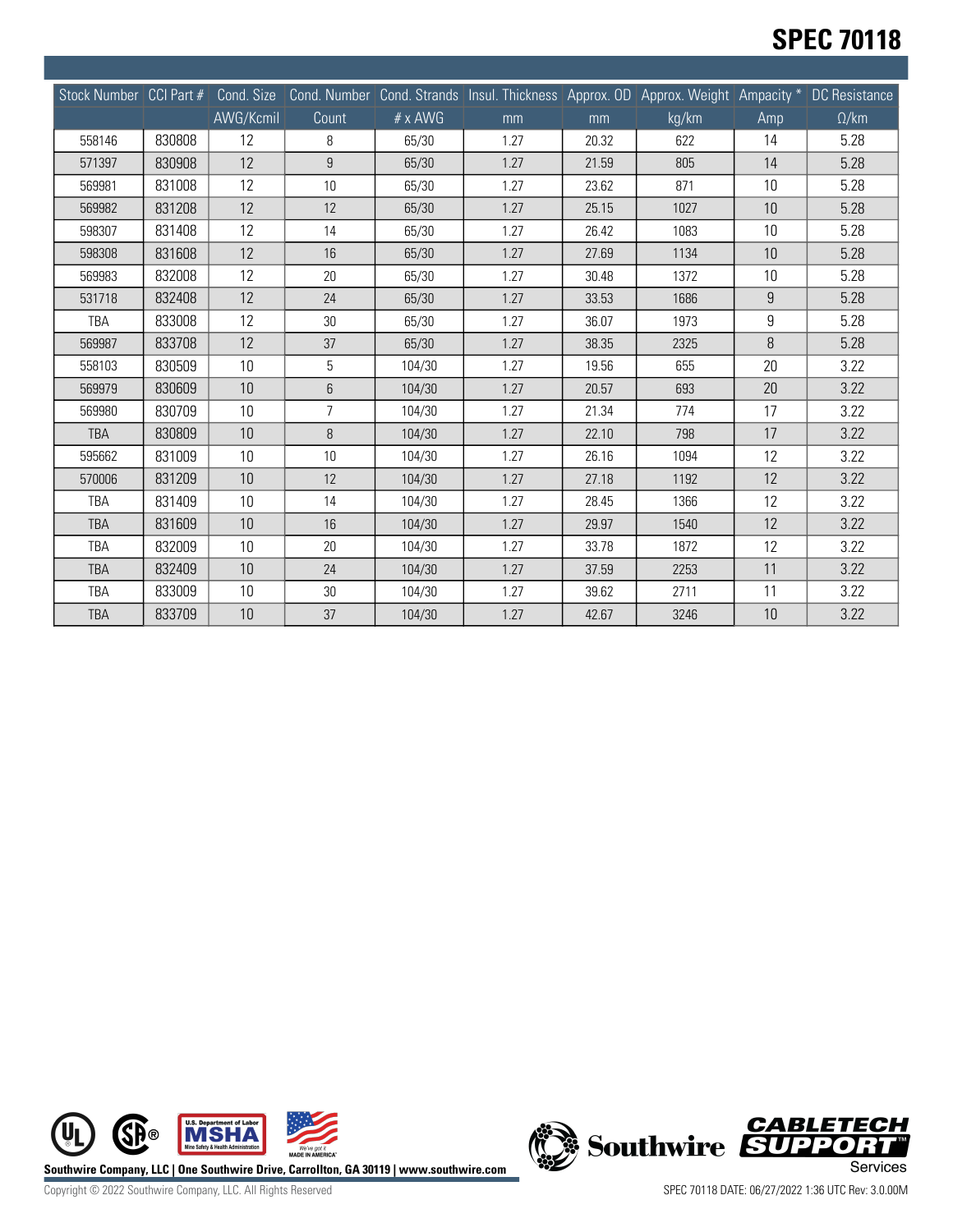# SPEC 70118

| Stock Number | CCI Part # | Cond. Size | Cond. Number | Cond. Strands | Insul. Thickness | Approx. OD | Approx. Weight | Ampacity * | DC Resistance |
|---|---|---|---|---|---|---|---|---|---|
| | | AWG/Kcmil | Count | # x AWG | mm | mm | kg/km | Amp | Ω/km |
| 558146 | 830808 | 12 | 8 | 65/30 | 1.27 | 20.32 | 622 | 14 | 5.28 |
| 571397 | 830908 | 12 | 9 | 65/30 | 1.27 | 21.59 | 805 | 14 | 5.28 |
| 569981 | 831008 | 12 | 10 | 65/30 | 1.27 | 23.62 | 871 | 10 | 5.28 |
| 569982 | 831208 | 12 | 12 | 65/30 | 1.27 | 25.15 | 1027 | 10 | 5.28 |
| 598307 | 831408 | 12 | 14 | 65/30 | 1.27 | 26.42 | 1083 | 10 | 5.28 |
| 598308 | 831608 | 12 | 16 | 65/30 | 1.27 | 27.69 | 1134 | 10 | 5.28 |
| 569983 | 832008 | 12 | 20 | 65/30 | 1.27 | 30.48 | 1372 | 10 | 5.28 |
| 531718 | 832408 | 12 | 24 | 65/30 | 1.27 | 33.53 | 1686 | 9 | 5.28 |
| TBA | 833008 | 12 | 30 | 65/30 | 1.27 | 36.07 | 1973 | 9 | 5.28 |
| 569987 | 833708 | 12 | 37 | 65/30 | 1.27 | 38.35 | 2325 | 8 | 5.28 |
| 558103 | 830509 | 10 | 5 | 104/30 | 1.27 | 19.56 | 655 | 20 | 3.22 |
| 569979 | 830609 | 10 | 6 | 104/30 | 1.27 | 20.57 | 693 | 20 | 3.22 |
| 569980 | 830709 | 10 | 7 | 104/30 | 1.27 | 21.34 | 774 | 17 | 3.22 |
| TBA | 830809 | 10 | 8 | 104/30 | 1.27 | 22.10 | 798 | 17 | 3.22 |
| 595662 | 831009 | 10 | 10 | 104/30 | 1.27 | 26.16 | 1094 | 12 | 3.22 |
| 570006 | 831209 | 10 | 12 | 104/30 | 1.27 | 27.18 | 1192 | 12 | 3.22 |
| TBA | 831409 | 10 | 14 | 104/30 | 1.27 | 28.45 | 1366 | 12 | 3.22 |
| TBA | 831609 | 10 | 16 | 104/30 | 1.27 | 29.97 | 1540 | 12 | 3.22 |
| TBA | 832009 | 10 | 20 | 104/30 | 1.27 | 33.78 | 1872 | 12 | 3.22 |
| TBA | 832409 | 10 | 24 | 104/30 | 1.27 | 37.59 | 2253 | 11 | 3.22 |
| TBA | 833009 | 10 | 30 | 104/30 | 1.27 | 39.62 | 2711 | 11 | 3.22 |
| TBA | 833709 | 10 | 37 | 104/30 | 1.27 | 42.67 | 3246 | 10 | 3.22 |

Southwire Company, LLC | One Southwire Drive, Carrollton, GA 30119 | www.southwire.com

Copyright © 2022 Southwire Company, LLC. All Rights Reserved

SPEC 70118 DATE: 06/27/2022 1:36 UTC Rev: 3.0.00M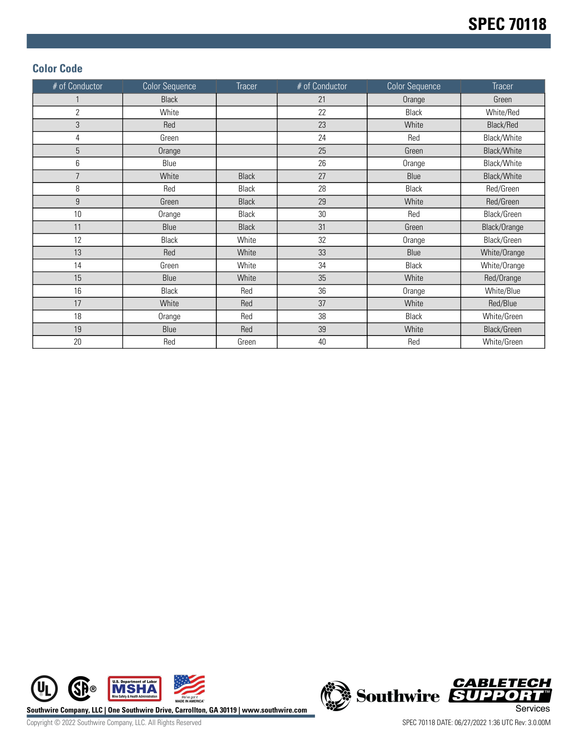## Color Code

| # of Conductor | Color Sequence | Tracer | # of Conductor | Color Sequence | Tracer |
|---|---|---|---|---|---|
| 1 | Black | | 21 | Orange | Green |
| 2 | White | | 22 | Black | White/Red |
| 3 | Red | | 23 | White | Black/Red |
| 4 | Green | | 24 | Red | Black/White |
| 5 | Orange | | 25 | Green | Black/White |
| 6 | Blue | | 26 | Orange | Black/White |
| 7 | White | Black | 27 | Blue | Black/White |
| 8 | Red | Black | 28 | Black | Red/Green |
| 9 | Green | Black | 29 | White | Red/Green |
| 10 | Orange | Black | 30 | Red | Black/Green |
| 11 | Blue | Black | 31 | Green | Black/Orange |
| 12 | Black | White | 32 | Orange | Black/Green |
| 13 | Red | White | 33 | Blue | White/Orange |
| 14 | Green | White | 34 | Black | White/Orange |
| 15 | Blue | White | 35 | White | Red/Orange |
| 16 | Black | Red | 36 | Orange | White/Blue |
| 17 | White | Red | 37 | White | Red/Blue |
| 18 | Orange | Red | 38 | Black | White/Green |
| 19 | Blue | Red | 39 | White | Black/Green |
| 20 | Red | Green | 40 | Red | White/Green |

Southwire Company, LLC | One Southwire Drive, Carrollton, GA 30119 | www.southwire.com

Copyright © 2022 Southwire Company, LLC. All Rights Reserved

SPEC 70118 DATE: 06/27/2022 1:36 UTC Rev: 3.0.00M